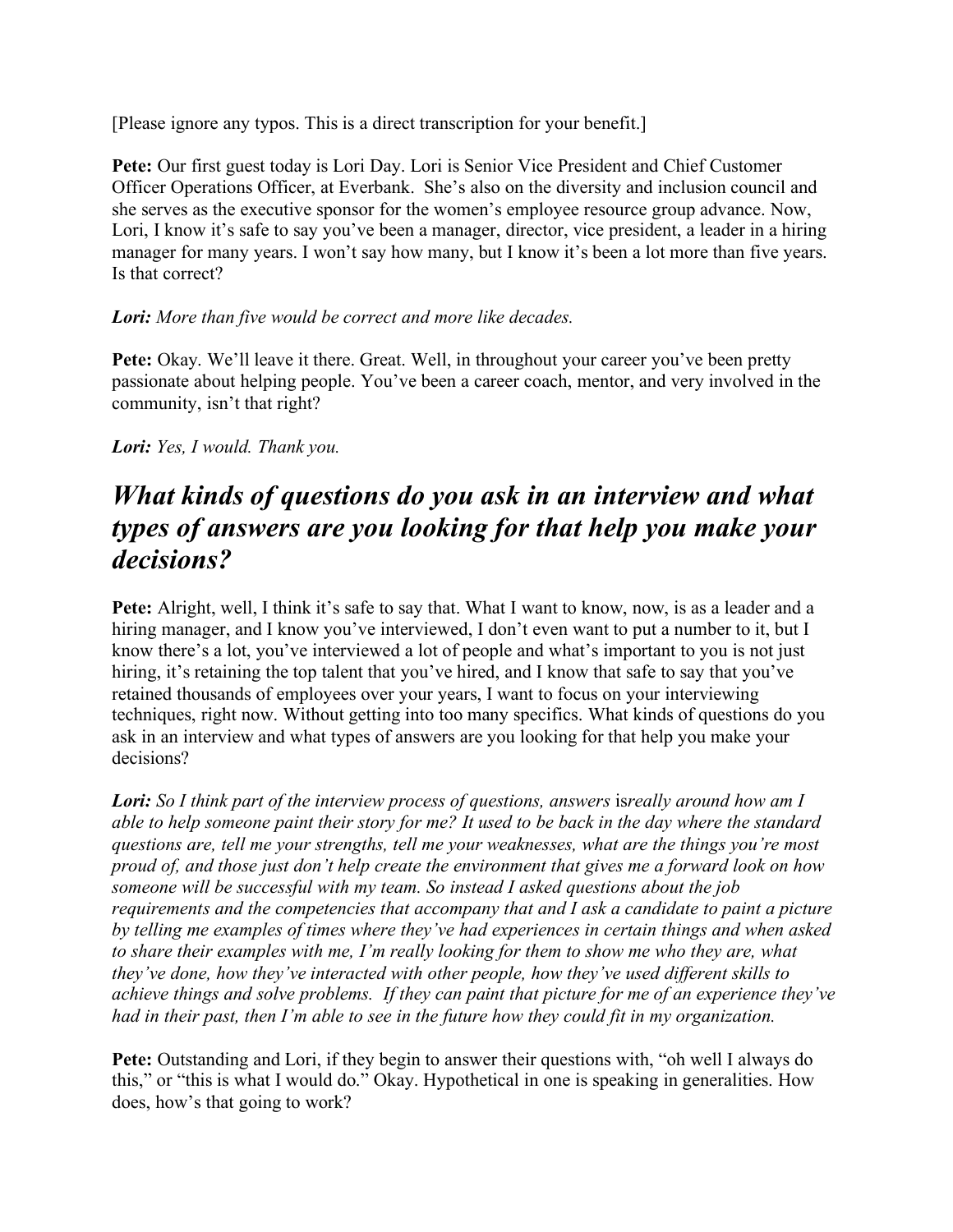[Please ignore any typos. This is a direct transcription for your benefit.]

**Pete:** Our first guest today is Lori Day. Lori is Senior Vice President and Chief Customer Officer Operations Officer, at Everbank. She's also on the diversity and inclusion council and she serves as the executive sponsor for the women's employee resource group advance. Now, Lori, I know it's safe to say you've been a manager, director, vice president, a leader in a hiring manager for many years. I won't say how many, but I know it's been a lot more than five years. Is that correct?

***Lori:*** *More than five would be correct and more like decades.*

**Pete:** Okay. We'll leave it there. Great. Well, in throughout your career you've been pretty passionate about helping people. You've been a career coach, mentor, and very involved in the community, isn't that right?

***Lori:*** *Yes, I would. Thank you.*

## *What kinds of questions do you ask in an interview and what types of answers are you looking for that help you make your decisions?*

**Pete:** Alright, well, I think it's safe to say that. What I want to know, now, is as a leader and a hiring manager, and I know you've interviewed, I don't even want to put a number to it, but I know there's a lot, you've interviewed a lot of people and what's important to you is not just hiring, it's retaining the top talent that you've hired, and I know that safe to say that you've retained thousands of employees over your years, I want to focus on your interviewing techniques, right now. Without getting into too many specifics. What kinds of questions do you ask in an interview and what types of answers are you looking for that help you make your decisions?

***Lori:*** *So I think part of the interview process of questions, answers* is*really around how am I able to help someone paint their story for me? It used to be back in the day where the standard questions are, tell me your strengths, tell me your weaknesses, what are the things you're most proud of, and those just don't help create the environment that gives me a forward look on how someone will be successful with my team. So instead I asked questions about the job requirements and the competencies that accompany that and I ask a candidate to paint a picture by telling me examples of times where they've had experiences in certain things and when asked to share their examples with me, I'm really looking for them to show me who they are, what they've done, how they've interacted with other people, how they've used different skills to achieve things and solve problems. If they can paint that picture for me of an experience they've had in their past, then I'm able to see in the future how they could fit in my organization.*

**Pete:** Outstanding and Lori, if they begin to answer their questions with, "oh well I always do this," or "this is what I would do." Okay. Hypothetical in one is speaking in generalities. How does, how's that going to work?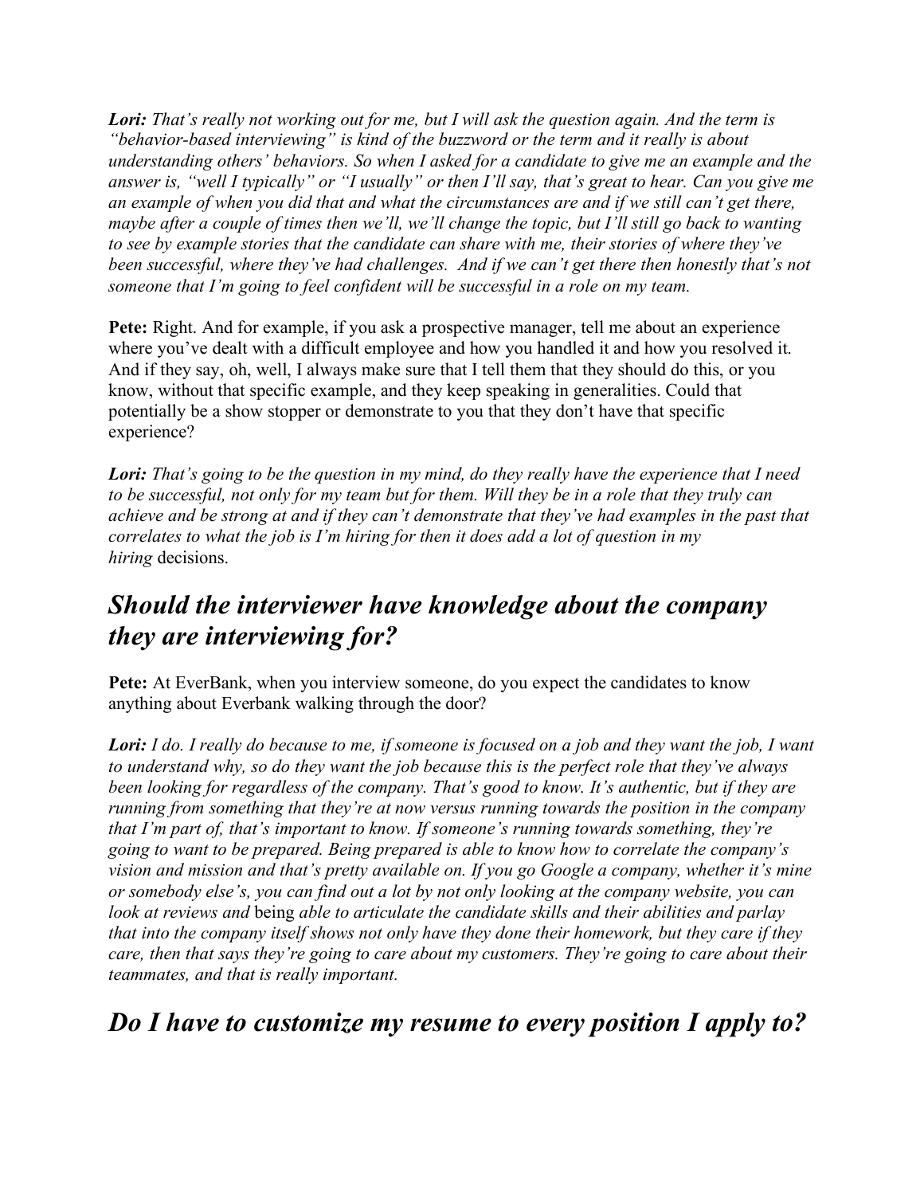***Lori:*** *That's really not working out for me, but I will ask the question again. And the term is "behavior-based interviewing" is kind of the buzzword or the term and it really is about understanding others' behaviors. So when I asked for a candidate to give me an example and the answer is, "well I typically" or "I usually" or then I'll say, that's great to hear. Can you give me an example of when you did that and what the circumstances are and if we still can't get there, maybe after a couple of times then we'll, we'll change the topic, but I'll still go back to wanting to see by example stories that the candidate can share with me, their stories of where they've been successful, where they've had challenges. And if we can't get there then honestly that's not someone that I'm going to feel confident will be successful in a role on my team.*

**Pete:** Right. And for example, if you ask a prospective manager, tell me about an experience where you've dealt with a difficult employee and how you handled it and how you resolved it. And if they say, oh, well, I always make sure that I tell them that they should do this, or you know, without that specific example, and they keep speaking in generalities. Could that potentially be a show stopper or demonstrate to you that they don't have that specific experience?

***Lori:*** *That's going to be the question in my mind, do they really have the experience that I need to be successful, not only for my team but for them. Will they be in a role that they truly can achieve and be strong at and if they can't demonstrate that they've had examples in the past that correlates to what the job is I'm hiring for then it does add a lot of question in my hiring* decisions.

## *Should the interviewer have knowledge about the company they are interviewing for?*

**Pete:** At EverBank, when you interview someone, do you expect the candidates to know anything about Everbank walking through the door?

***Lori:*** *I do. I really do because to me, if someone is focused on a job and they want the job, I want to understand why, so do they want the job because this is the perfect role that they've always been looking for regardless of the company. That's good to know. It's authentic, but if they are running from something that they're at now versus running towards the position in the company that I'm part of, that's important to know. If someone's running towards something, they're going to want to be prepared. Being prepared is able to know how to correlate the company's vision and mission and that's pretty available on. If you go Google a company, whether it's mine or somebody else's, you can find out a lot by not only looking at the company website, you can look at reviews and* being *able to articulate the candidate skills and their abilities and parlay that into the company itself shows not only have they done their homework, but they care if they care, then that says they're going to care about my customers. They're going to care about their teammates, and that is really important.*

## *Do I have to customize my resume to every position I apply to?*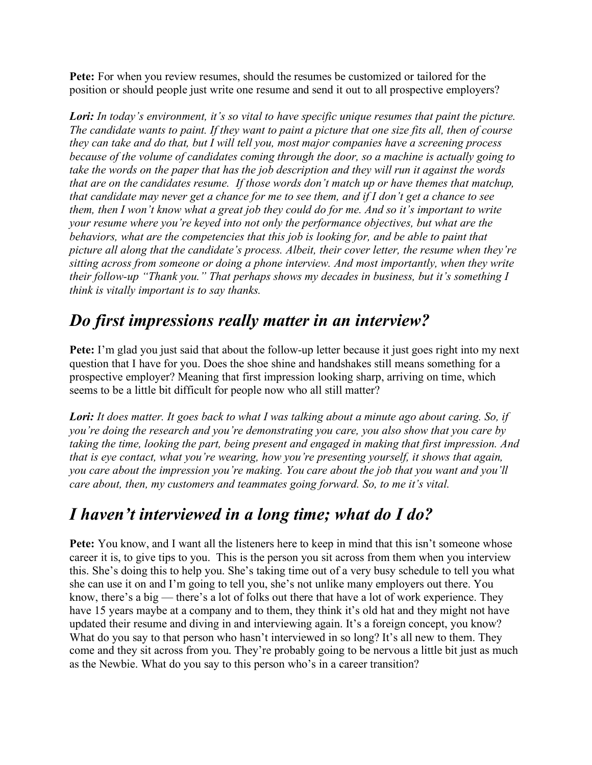**Pete:** For when you review resumes, should the resumes be customized or tailored for the position or should people just write one resume and send it out to all prospective employers?

***Lori:*** *In today's environment, it's so vital to have specific unique resumes that paint the picture. The candidate wants to paint. If they want to paint a picture that one size fits all, then of course they can take and do that, but I will tell you, most major companies have a screening process because of the volume of candidates coming through the door, so a machine is actually going to take the words on the paper that has the job description and they will run it against the words that are on the candidates resume. If those words don't match up or have themes that matchup, that candidate may never get a chance for me to see them, and if I don't get a chance to see them, then I won't know what a great job they could do for me. And so it's important to write your resume where you're keyed into not only the performance objectives, but what are the behaviors, what are the competencies that this job is looking for, and be able to paint that picture all along that the candidate's process. Albeit, their cover letter, the resume when they're sitting across from someone or doing a phone interview. And most importantly, when they write their follow-up "Thank you." That perhaps shows my decades in business, but it's something I think is vitally important is to say thanks.*

## *Do first impressions really matter in an interview?*

**Pete:** I'm glad you just said that about the follow-up letter because it just goes right into my next question that I have for you. Does the shoe shine and handshakes still means something for a prospective employer? Meaning that first impression looking sharp, arriving on time, which seems to be a little bit difficult for people now who all still matter?

***Lori:*** *It does matter. It goes back to what I was talking about a minute ago about caring. So, if you're doing the research and you're demonstrating you care, you also show that you care by taking the time, looking the part, being present and engaged in making that first impression. And that is eye contact, what you're wearing, how you're presenting yourself, it shows that again, you care about the impression you're making. You care about the job that you want and you'll care about, then, my customers and teammates going forward. So, to me it's vital.*

## *I haven't interviewed in a long time; what do I do?*

**Pete:** You know, and I want all the listeners here to keep in mind that this isn't someone whose career it is, to give tips to you. This is the person you sit across from them when you interview this. She's doing this to help you. She's taking time out of a very busy schedule to tell you what she can use it on and I'm going to tell you, she's not unlike many employers out there. You know, there's a big — there's a lot of folks out there that have a lot of work experience. They have 15 years maybe at a company and to them, they think it's old hat and they might not have updated their resume and diving in and interviewing again. It's a foreign concept, you know? What do you say to that person who hasn't interviewed in so long? It's all new to them. They come and they sit across from you. They're probably going to be nervous a little bit just as much as the Newbie. What do you say to this person who's in a career transition?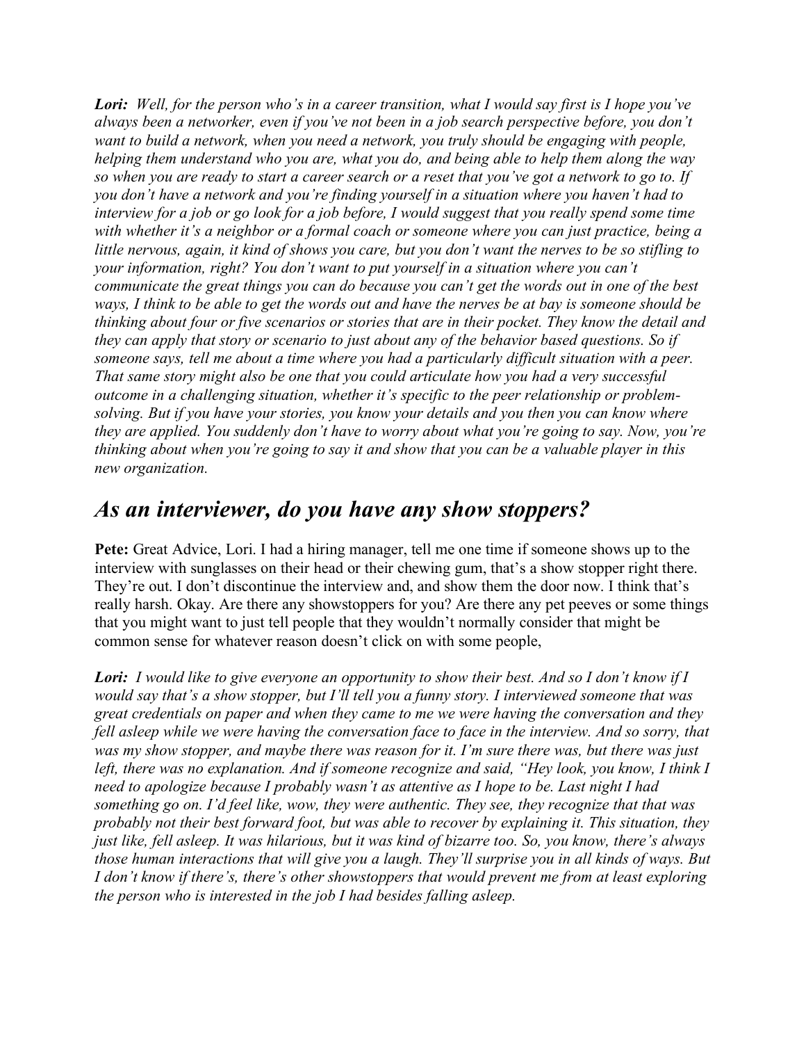***Lori:*** *Well, for the person who's in a career transition, what I would say first is I hope you've always been a networker, even if you've not been in a job search perspective before, you don't want to build a network, when you need a network, you truly should be engaging with people, helping them understand who you are, what you do, and being able to help them along the way so when you are ready to start a career search or a reset that you've got a network to go to. If you don't have a network and you're finding yourself in a situation where you haven't had to interview for a job or go look for a job before, I would suggest that you really spend some time with whether it's a neighbor or a formal coach or someone where you can just practice, being a little nervous, again, it kind of shows you care, but you don't want the nerves to be so stifling to your information, right? You don't want to put yourself in a situation where you can't communicate the great things you can do because you can't get the words out in one of the best ways, I think to be able to get the words out and have the nerves be at bay is someone should be thinking about four or five scenarios or stories that are in their pocket. They know the detail and they can apply that story or scenario to just about any of the behavior based questions. So if someone says, tell me about a time where you had a particularly difficult situation with a peer. That same story might also be one that you could articulate how you had a very successful outcome in a challenging situation, whether it's specific to the peer relationship or problem-solving. But if you have your stories, you know your details and you then you can know where they are applied. You suddenly don't have to worry about what you're going to say. Now, you're thinking about when you're going to say it and show that you can be a valuable player in this new organization.*

## *As an interviewer, do you have any show stoppers?*

**Pete:** Great Advice, Lori. I had a hiring manager, tell me one time if someone shows up to the interview with sunglasses on their head or their chewing gum, that's a show stopper right there. They're out. I don't discontinue the interview and, and show them the door now. I think that's really harsh. Okay. Are there any showstoppers for you? Are there any pet peeves or some things that you might want to just tell people that they wouldn't normally consider that might be common sense for whatever reason doesn't click on with some people,

***Lori:*** *I would like to give everyone an opportunity to show their best. And so I don't know if I would say that's a show stopper, but I'll tell you a funny story. I interviewed someone that was great credentials on paper and when they came to me we were having the conversation and they fell asleep while we were having the conversation face to face in the interview. And so sorry, that was my show stopper, and maybe there was reason for it. I'm sure there was, but there was just left, there was no explanation. And if someone recognize and said, "Hey look, you know, I think I need to apologize because I probably wasn't as attentive as I hope to be. Last night I had something go on. I'd feel like, wow, they were authentic. They see, they recognize that that was probably not their best forward foot, but was able to recover by explaining it. This situation, they just like, fell asleep. It was hilarious, but it was kind of bizarre too. So, you know, there's always those human interactions that will give you a laugh. They'll surprise you in all kinds of ways. But I don't know if there's, there's other showstoppers that would prevent me from at least exploring the person who is interested in the job I had besides falling asleep.*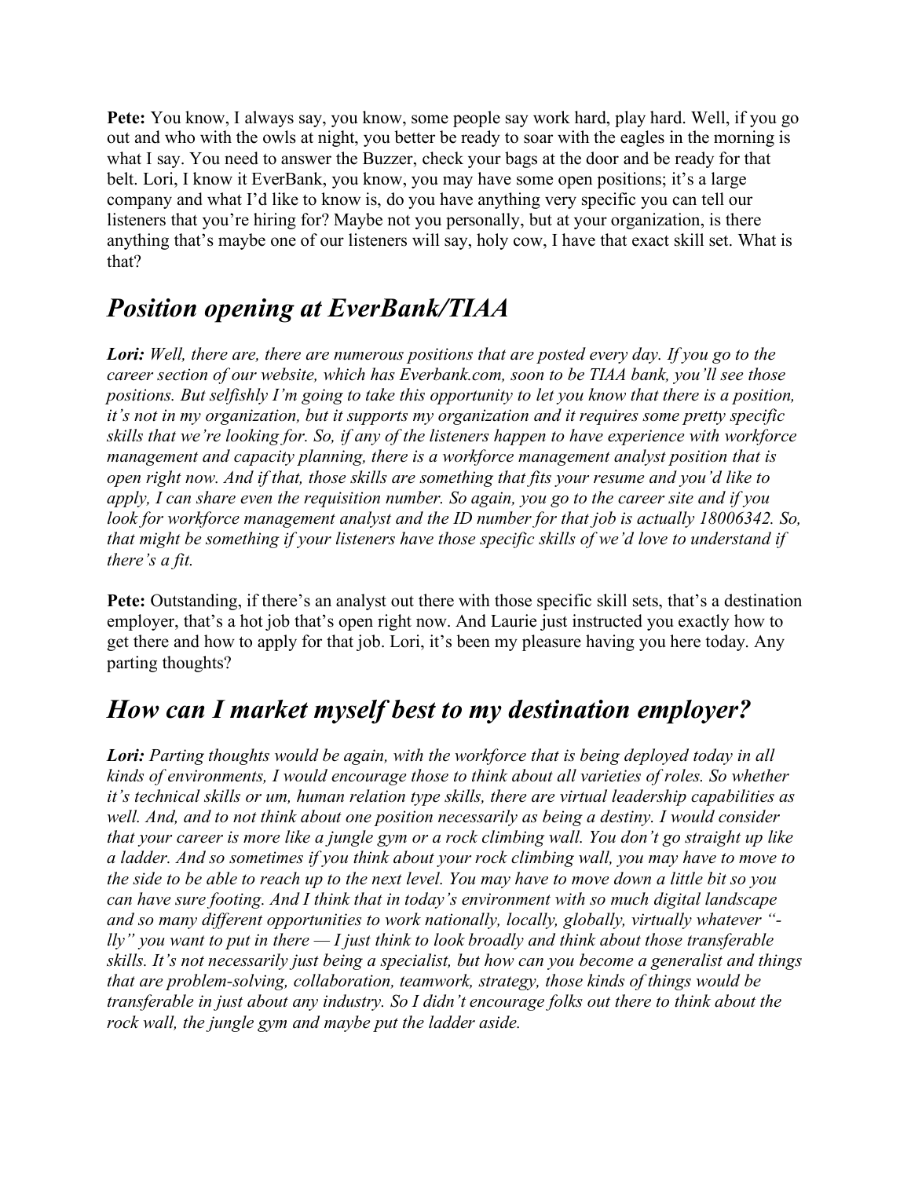**Pete:** You know, I always say, you know, some people say work hard, play hard. Well, if you go out and who with the owls at night, you better be ready to soar with the eagles in the morning is what I say. You need to answer the Buzzer, check your bags at the door and be ready for that belt. Lori, I know it EverBank, you know, you may have some open positions; it's a large company and what I'd like to know is, do you have anything very specific you can tell our listeners that you're hiring for? Maybe not you personally, but at your organization, is there anything that's maybe one of our listeners will say, holy cow, I have that exact skill set. What is that?

## *Position opening at EverBank/TIAA*

***Lori:*** *Well, there are, there are numerous positions that are posted every day. If you go to the career section of our website, which has Everbank.com, soon to be TIAA bank, you'll see those positions. But selfishly I'm going to take this opportunity to let you know that there is a position, it's not in my organization, but it supports my organization and it requires some pretty specific skills that we're looking for. So, if any of the listeners happen to have experience with workforce management and capacity planning, there is a workforce management analyst position that is open right now. And if that, those skills are something that fits your resume and you'd like to apply, I can share even the requisition number. So again, you go to the career site and if you look for workforce management analyst and the ID number for that job is actually 18006342. So, that might be something if your listeners have those specific skills of we'd love to understand if there's a fit.*

**Pete:** Outstanding, if there's an analyst out there with those specific skill sets, that's a destination employer, that's a hot job that's open right now. And Laurie just instructed you exactly how to get there and how to apply for that job. Lori, it's been my pleasure having you here today. Any parting thoughts?

## *How can I market myself best to my destination employer?*

***Lori:*** *Parting thoughts would be again, with the workforce that is being deployed today in all kinds of environments, I would encourage those to think about all varieties of roles. So whether it's technical skills or um, human relation type skills, there are virtual leadership capabilities as well. And, and to not think about one position necessarily as being a destiny. I would consider that your career is more like a jungle gym or a rock climbing wall. You don't go straight up like a ladder. And so sometimes if you think about your rock climbing wall, you may have to move to the side to be able to reach up to the next level. You may have to move down a little bit so you can have sure footing. And I think that in today's environment with so much digital landscape and so many different opportunities to work nationally, locally, globally, virtually whatever "-lly" you want to put in there — I just think to look broadly and think about those transferable skills. It's not necessarily just being a specialist, but how can you become a generalist and things that are problem-solving, collaboration, teamwork, strategy, those kinds of things would be transferable in just about any industry. So I didn't encourage folks out there to think about the rock wall, the jungle gym and maybe put the ladder aside.*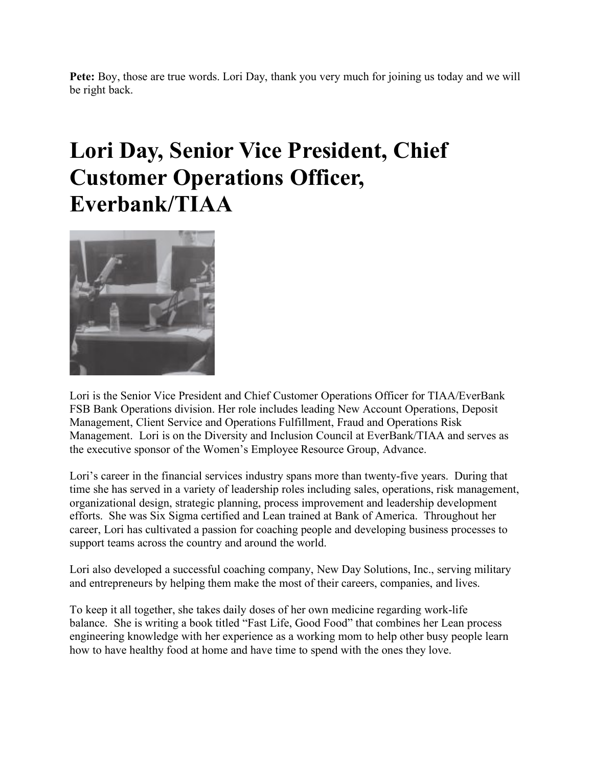**Pete:** Boy, those are true words. Lori Day, thank you very much for joining us today and we will be right back.

# Lori Day, Senior Vice President, Chief Customer Operations Officer, Everbank/TIAA

Lori is the Senior Vice President and Chief Customer Operations Officer for TIAA/EverBank FSB Bank Operations division. Her role includes leading New Account Operations, Deposit Management, Client Service and Operations Fulfillment, Fraud and Operations Risk Management. Lori is on the Diversity and Inclusion Council at EverBank/TIAA and serves as the executive sponsor of the Women's Employee Resource Group, Advance.

Lori's career in the financial services industry spans more than twenty-five years. During that time she has served in a variety of leadership roles including sales, operations, risk management, organizational design, strategic planning, process improvement and leadership development efforts. She was Six Sigma certified and Lean trained at Bank of America. Throughout her career, Lori has cultivated a passion for coaching people and developing business processes to support teams across the country and around the world.

Lori also developed a successful coaching company, New Day Solutions, Inc., serving military and entrepreneurs by helping them make the most of their careers, companies, and lives.

To keep it all together, she takes daily doses of her own medicine regarding work-life balance. She is writing a book titled "Fast Life, Good Food" that combines her Lean process engineering knowledge with her experience as a working mom to help other busy people learn how to have healthy food at home and have time to spend with the ones they love.